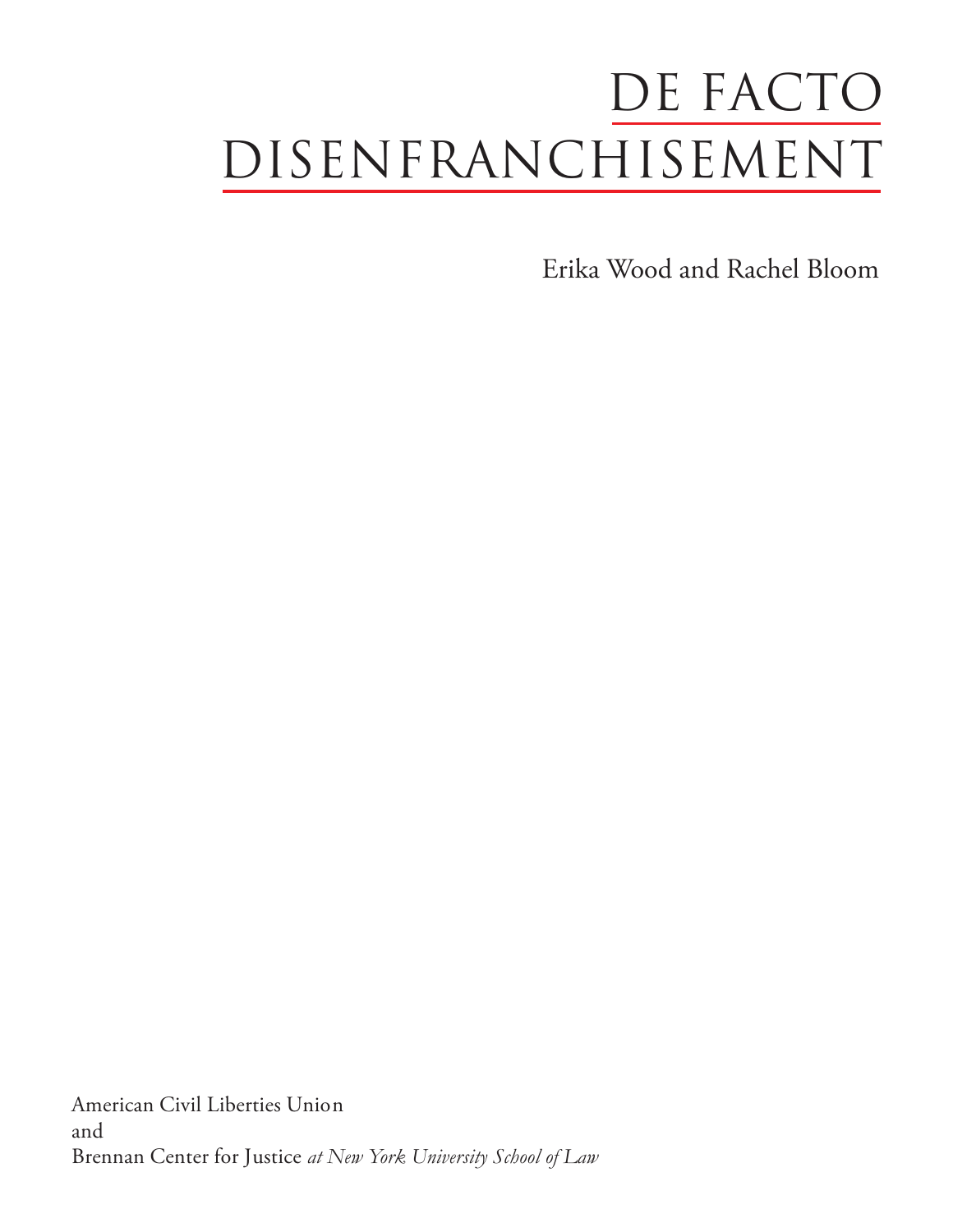# DE FACTO DISENFRANCHISEMENT

Erika Wood and Rachel Bloom

American Civil Liberties Union
and
Brennan Center for Justice *at New York University School of Law*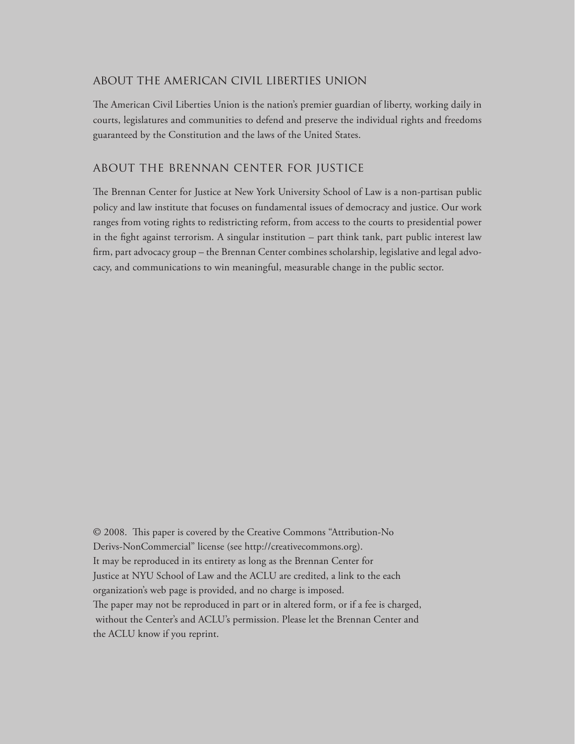## ABOUT THE AMERICAN CIVIL LIBERTIES UNION

The American Civil Liberties Union is the nation's premier guardian of liberty, working daily in courts, legislatures and communities to defend and preserve the individual rights and freedoms guaranteed by the Constitution and the laws of the United States.

## ABOUT THE BRENNAN CENTER FOR JUSTICE

The Brennan Center for Justice at New York University School of Law is a non-partisan public policy and law institute that focuses on fundamental issues of democracy and justice. Our work ranges from voting rights to redistricting reform, from access to the courts to presidential power in the fight against terrorism. A singular institution – part think tank, part public interest law firm, part advocacy group – the Brennan Center combines scholarship, legislative and legal advocacy, and communications to win meaningful, measurable change in the public sector.

© 2008. This paper is covered by the Creative Commons "Attribution-No Derivs-NonCommercial" license (see http://creativecommons.org). It may be reproduced in its entirety as long as the Brennan Center for Justice at NYU School of Law and the ACLU are credited, a link to the each organization's web page is provided, and no charge is imposed. The paper may not be reproduced in part or in altered form, or if a fee is charged, without the Center's and ACLU's permission. Please let the Brennan Center and the ACLU know if you reprint.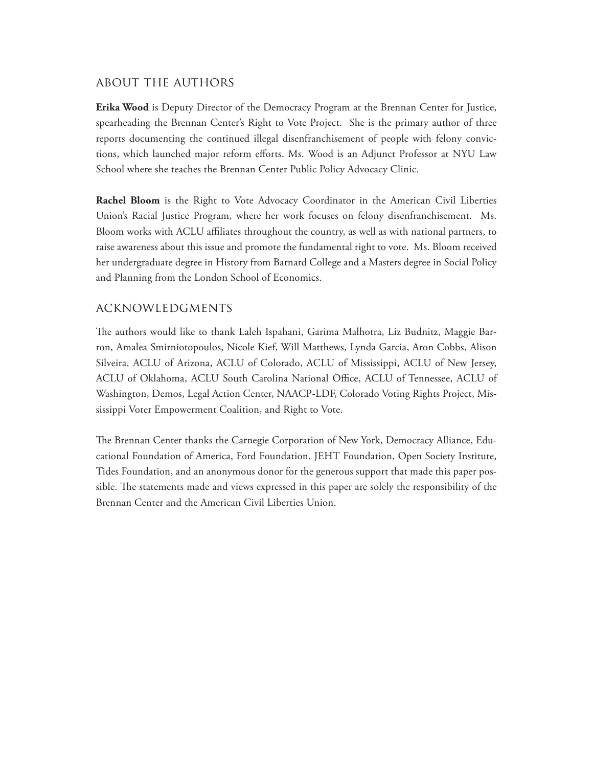## ABOUT THE AUTHORS

**Erika Wood** is Deputy Director of the Democracy Program at the Brennan Center for Justice, spearheading the Brennan Center's Right to Vote Project. She is the primary author of three reports documenting the continued illegal disenfranchisement of people with felony convictions, which launched major reform efforts. Ms. Wood is an Adjunct Professor at NYU Law School where she teaches the Brennan Center Public Policy Advocacy Clinic.

**Rachel Bloom** is the Right to Vote Advocacy Coordinator in the American Civil Liberties Union's Racial Justice Program, where her work focuses on felony disenfranchisement. Ms. Bloom works with ACLU affiliates throughout the country, as well as with national partners, to raise awareness about this issue and promote the fundamental right to vote. Ms. Bloom received her undergraduate degree in History from Barnard College and a Masters degree in Social Policy and Planning from the London School of Economics.

## ACKNOWLEDGMENTS

The authors would like to thank Laleh Ispahani, Garima Malhotra, Liz Budnitz, Maggie Barron, Amalea Smirniotopoulos, Nicole Kief, Will Matthews, Lynda Garcia, Aron Cobbs, Alison Silveira, ACLU of Arizona, ACLU of Colorado, ACLU of Mississippi, ACLU of New Jersey, ACLU of Oklahoma, ACLU South Carolina National Office, ACLU of Tennessee, ACLU of Washington, Demos, Legal Action Center, NAACP-LDF, Colorado Voting Rights Project, Mississippi Voter Empowerment Coalition, and Right to Vote.

The Brennan Center thanks the Carnegie Corporation of New York, Democracy Alliance, Educational Foundation of America, Ford Foundation, JEHT Foundation, Open Society Institute, Tides Foundation, and an anonymous donor for the generous support that made this paper possible. The statements made and views expressed in this paper are solely the responsibility of the Brennan Center and the American Civil Liberties Union.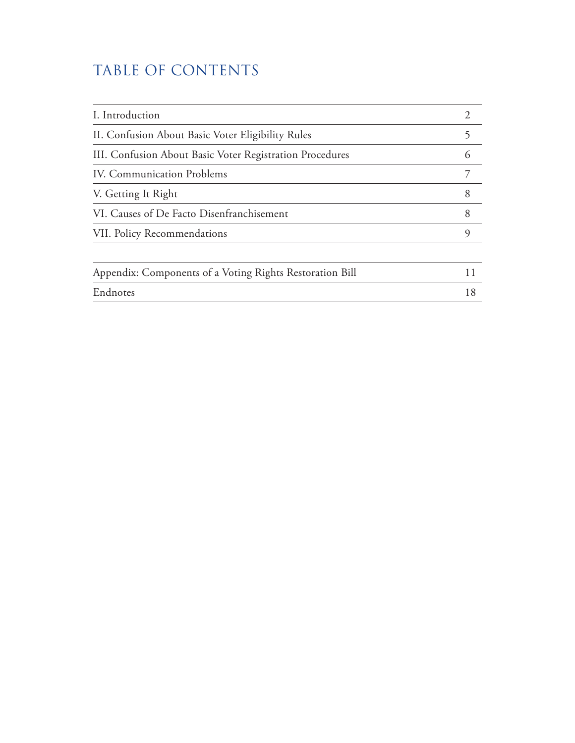# TABLE OF CONTENTS

| | |
|---|---|
| I. Introduction | 2 |
| II. Confusion About Basic Voter Eligibility Rules | 5 |
| III. Confusion About Basic Voter Registration Procedures | 6 |
| IV. Communication Problems | 7 |
| V. Getting It Right | 8 |
| VI. Causes of De Facto Disenfranchisement | 8 |
| VII. Policy Recommendations | 9 |

| | |
|---|---|
| Appendix: Components of a Voting Rights Restoration Bill | 11 |
| Endnotes | 18 |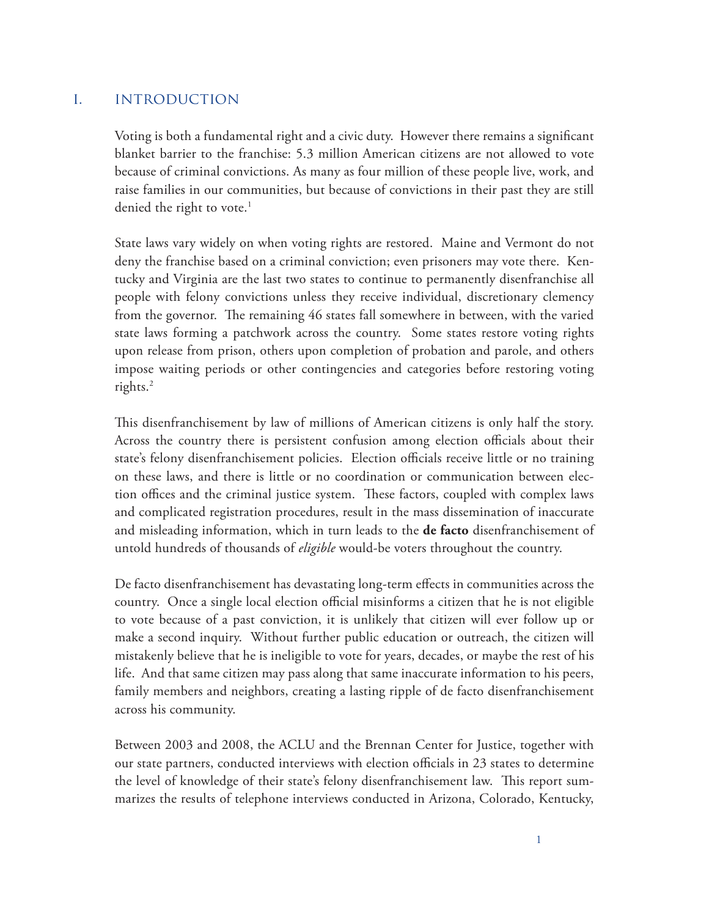## I. INTRODUCTION

Voting is both a fundamental right and a civic duty. However there remains a significant blanket barrier to the franchise: 5.3 million American citizens are not allowed to vote because of criminal convictions. As many as four million of these people live, work, and raise families in our communities, but because of convictions in their past they are still denied the right to vote.[1]

State laws vary widely on when voting rights are restored. Maine and Vermont do not deny the franchise based on a criminal conviction; even prisoners may vote there. Kentucky and Virginia are the last two states to continue to permanently disenfranchise all people with felony convictions unless they receive individual, discretionary clemency from the governor. The remaining 46 states fall somewhere in between, with the varied state laws forming a patchwork across the country. Some states restore voting rights upon release from prison, others upon completion of probation and parole, and others impose waiting periods or other contingencies and categories before restoring voting rights.[2]

This disenfranchisement by law of millions of American citizens is only half the story. Across the country there is persistent confusion among election officials about their state's felony disenfranchisement policies. Election officials receive little or no training on these laws, and there is little or no coordination or communication between election offices and the criminal justice system. These factors, coupled with complex laws and complicated registration procedures, result in the mass dissemination of inaccurate and misleading information, which in turn leads to the **de facto** disenfranchisement of untold hundreds of thousands of *eligible* would-be voters throughout the country.

De facto disenfranchisement has devastating long-term effects in communities across the country. Once a single local election official misinforms a citizen that he is not eligible to vote because of a past conviction, it is unlikely that citizen will ever follow up or make a second inquiry. Without further public education or outreach, the citizen will mistakenly believe that he is ineligible to vote for years, decades, or maybe the rest of his life. And that same citizen may pass along that same inaccurate information to his peers, family members and neighbors, creating a lasting ripple of de facto disenfranchisement across his community.

Between 2003 and 2008, the ACLU and the Brennan Center for Justice, together with our state partners, conducted interviews with election officials in 23 states to determine the level of knowledge of their state's felony disenfranchisement law. This report summarizes the results of telephone interviews conducted in Arizona, Colorado, Kentucky,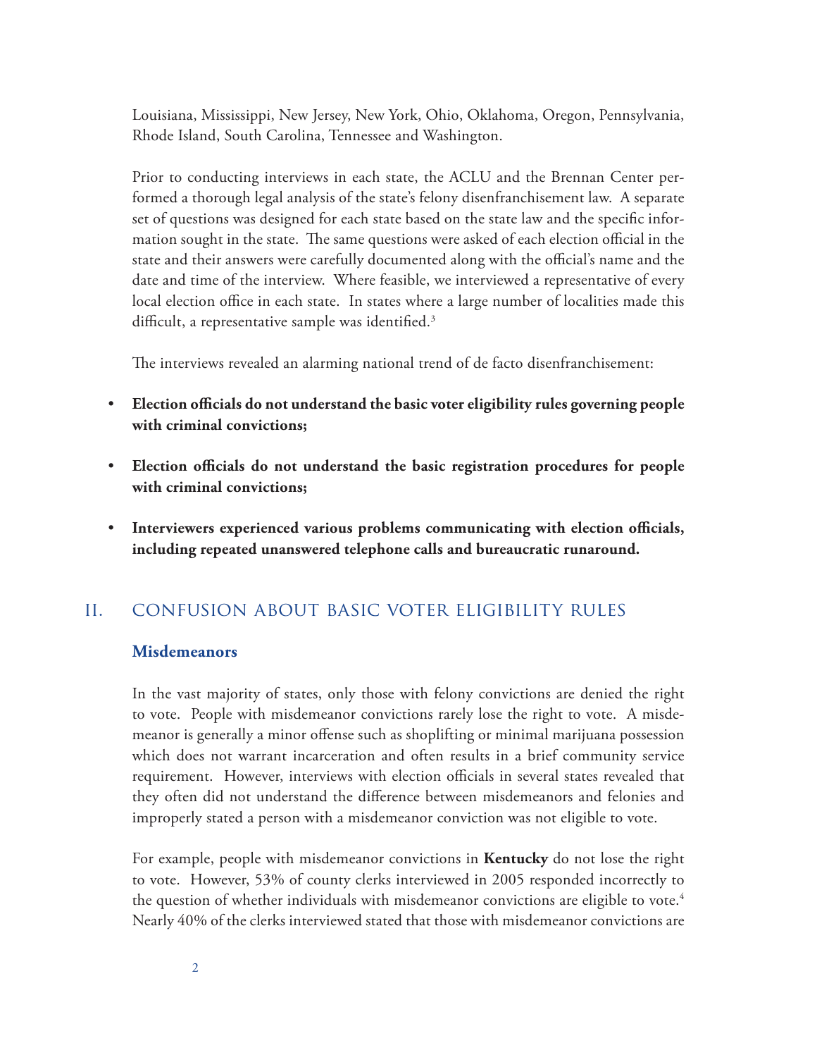Louisiana, Mississippi, New Jersey, New York, Ohio, Oklahoma, Oregon, Pennsylvania, Rhode Island, South Carolina, Tennessee and Washington.

Prior to conducting interviews in each state, the ACLU and the Brennan Center performed a thorough legal analysis of the state's felony disenfranchisement law. A separate set of questions was designed for each state based on the state law and the specific information sought in the state. The same questions were asked of each election official in the state and their answers were carefully documented along with the official's name and the date and time of the interview. Where feasible, we interviewed a representative of every local election office in each state. In states where a large number of localities made this difficult, a representative sample was identified.[3]

The interviews revealed an alarming national trend of de facto disenfranchisement:

- **Election officials do not understand the basic voter eligibility rules governing people with criminal convictions;**
- **Election officials do not understand the basic registration procedures for people with criminal convictions;**
- **Interviewers experienced various problems communicating with election officials, including repeated unanswered telephone calls and bureaucratic runaround.**

## II. CONFUSION ABOUT BASIC VOTER ELIGIBILITY RULES

### Misdemeanors

In the vast majority of states, only those with felony convictions are denied the right to vote. People with misdemeanor convictions rarely lose the right to vote. A misdemeanor is generally a minor offense such as shoplifting or minimal marijuana possession which does not warrant incarceration and often results in a brief community service requirement. However, interviews with election officials in several states revealed that they often did not understand the difference between misdemeanors and felonies and improperly stated a person with a misdemeanor conviction was not eligible to vote.

For example, people with misdemeanor convictions in **Kentucky** do not lose the right to vote. However, 53% of county clerks interviewed in 2005 responded incorrectly to the question of whether individuals with misdemeanor convictions are eligible to vote.[4] Nearly 40% of the clerks interviewed stated that those with misdemeanor convictions are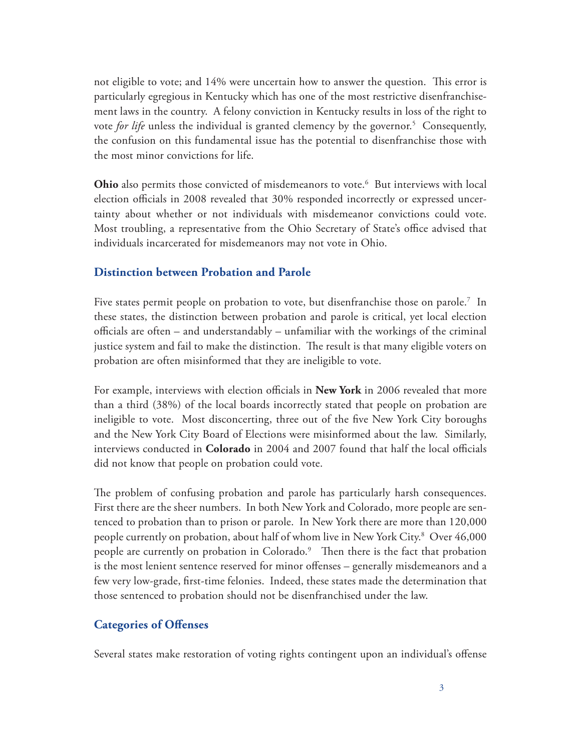not eligible to vote; and 14% were uncertain how to answer the question. This error is particularly egregious in Kentucky which has one of the most restrictive disenfranchisement laws in the country. A felony conviction in Kentucky results in loss of the right to vote *for life* unless the individual is granted clemency by the governor.[5] Consequently, the confusion on this fundamental issue has the potential to disenfranchise those with the most minor convictions for life.

**Ohio** also permits those convicted of misdemeanors to vote.[6] But interviews with local election officials in 2008 revealed that 30% responded incorrectly or expressed uncertainty about whether or not individuals with misdemeanor convictions could vote. Most troubling, a representative from the Ohio Secretary of State's office advised that individuals incarcerated for misdemeanors may not vote in Ohio.

## Distinction between Probation and Parole

Five states permit people on probation to vote, but disenfranchise those on parole.[7] In these states, the distinction between probation and parole is critical, yet local election officials are often – and understandably – unfamiliar with the workings of the criminal justice system and fail to make the distinction. The result is that many eligible voters on probation are often misinformed that they are ineligible to vote.

For example, interviews with election officials in **New York** in 2006 revealed that more than a third (38%) of the local boards incorrectly stated that people on probation are ineligible to vote. Most disconcerting, three out of the five New York City boroughs and the New York City Board of Elections were misinformed about the law. Similarly, interviews conducted in **Colorado** in 2004 and 2007 found that half the local officials did not know that people on probation could vote.

The problem of confusing probation and parole has particularly harsh consequences. First there are the sheer numbers. In both New York and Colorado, more people are sentenced to probation than to prison or parole. In New York there are more than 120,000 people currently on probation, about half of whom live in New York City.[8] Over 46,000 people are currently on probation in Colorado.[9] Then there is the fact that probation is the most lenient sentence reserved for minor offenses – generally misdemeanors and a few very low-grade, first-time felonies. Indeed, these states made the determination that those sentenced to probation should not be disenfranchised under the law.

## Categories of Offenses

Several states make restoration of voting rights contingent upon an individual's offense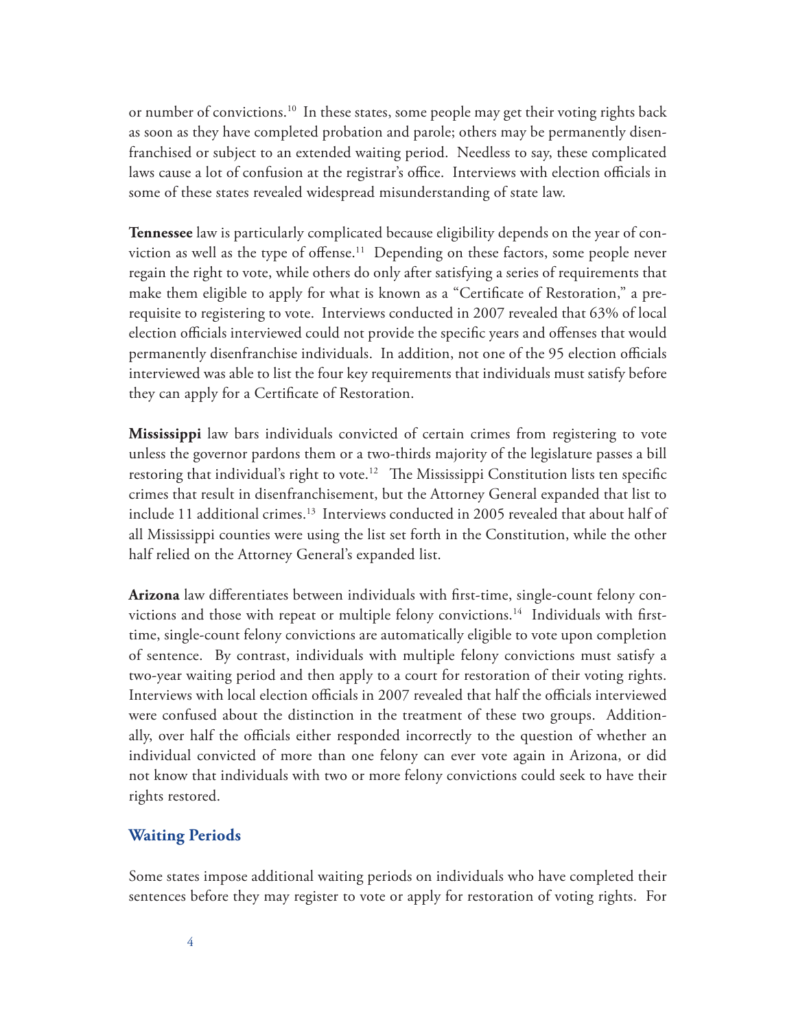or number of convictions.[10] In these states, some people may get their voting rights back as soon as they have completed probation and parole; others may be permanently disenfranchised or subject to an extended waiting period. Needless to say, these complicated laws cause a lot of confusion at the registrar's office. Interviews with election officials in some of these states revealed widespread misunderstanding of state law.

**Tennessee** law is particularly complicated because eligibility depends on the year of conviction as well as the type of offense.[11] Depending on these factors, some people never regain the right to vote, while others do only after satisfying a series of requirements that make them eligible to apply for what is known as a "Certificate of Restoration," a prerequisite to registering to vote. Interviews conducted in 2007 revealed that 63% of local election officials interviewed could not provide the specific years and offenses that would permanently disenfranchise individuals. In addition, not one of the 95 election officials interviewed was able to list the four key requirements that individuals must satisfy before they can apply for a Certificate of Restoration.

**Mississippi** law bars individuals convicted of certain crimes from registering to vote unless the governor pardons them or a two-thirds majority of the legislature passes a bill restoring that individual's right to vote.[12] The Mississippi Constitution lists ten specific crimes that result in disenfranchisement, but the Attorney General expanded that list to include 11 additional crimes.[13] Interviews conducted in 2005 revealed that about half of all Mississippi counties were using the list set forth in the Constitution, while the other half relied on the Attorney General's expanded list.

**Arizona** law differentiates between individuals with first-time, single-count felony convictions and those with repeat or multiple felony convictions.[14] Individuals with first-time, single-count felony convictions are automatically eligible to vote upon completion of sentence. By contrast, individuals with multiple felony convictions must satisfy a two-year waiting period and then apply to a court for restoration of their voting rights. Interviews with local election officials in 2007 revealed that half the officials interviewed were confused about the distinction in the treatment of these two groups. Additionally, over half the officials either responded incorrectly to the question of whether an individual convicted of more than one felony can ever vote again in Arizona, or did not know that individuals with two or more felony convictions could seek to have their rights restored.

## Waiting Periods

Some states impose additional waiting periods on individuals who have completed their sentences before they may register to vote or apply for restoration of voting rights. For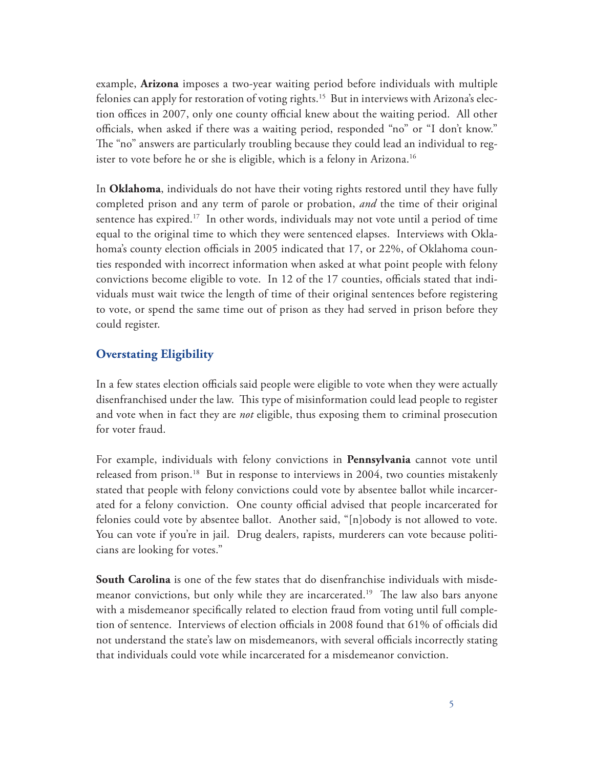example, **Arizona** imposes a two-year waiting period before individuals with multiple felonies can apply for restoration of voting rights.[15] But in interviews with Arizona's election offices in 2007, only one county official knew about the waiting period. All other officials, when asked if there was a waiting period, responded "no" or "I don't know." The "no" answers are particularly troubling because they could lead an individual to register to vote before he or she is eligible, which is a felony in Arizona.[16]

In **Oklahoma**, individuals do not have their voting rights restored until they have fully completed prison and any term of parole or probation, *and* the time of their original sentence has expired.[17] In other words, individuals may not vote until a period of time equal to the original time to which they were sentenced elapses. Interviews with Oklahoma's county election officials in 2005 indicated that 17, or 22%, of Oklahoma counties responded with incorrect information when asked at what point people with felony convictions become eligible to vote. In 12 of the 17 counties, officials stated that individuals must wait twice the length of time of their original sentences before registering to vote, or spend the same time out of prison as they had served in prison before they could register.

## Overstating Eligibility

In a few states election officials said people were eligible to vote when they were actually disenfranchised under the law. This type of misinformation could lead people to register and vote when in fact they are *not* eligible, thus exposing them to criminal prosecution for voter fraud.

For example, individuals with felony convictions in **Pennsylvania** cannot vote until released from prison.[18] But in response to interviews in 2004, two counties mistakenly stated that people with felony convictions could vote by absentee ballot while incarcerated for a felony conviction. One county official advised that people incarcerated for felonies could vote by absentee ballot. Another said, "[n]obody is not allowed to vote. You can vote if you're in jail. Drug dealers, rapists, murderers can vote because politicians are looking for votes."

**South Carolina** is one of the few states that do disenfranchise individuals with misdemeanor convictions, but only while they are incarcerated.[19] The law also bars anyone with a misdemeanor specifically related to election fraud from voting until full completion of sentence. Interviews of election officials in 2008 found that 61% of officials did not understand the state's law on misdemeanors, with several officials incorrectly stating that individuals could vote while incarcerated for a misdemeanor conviction.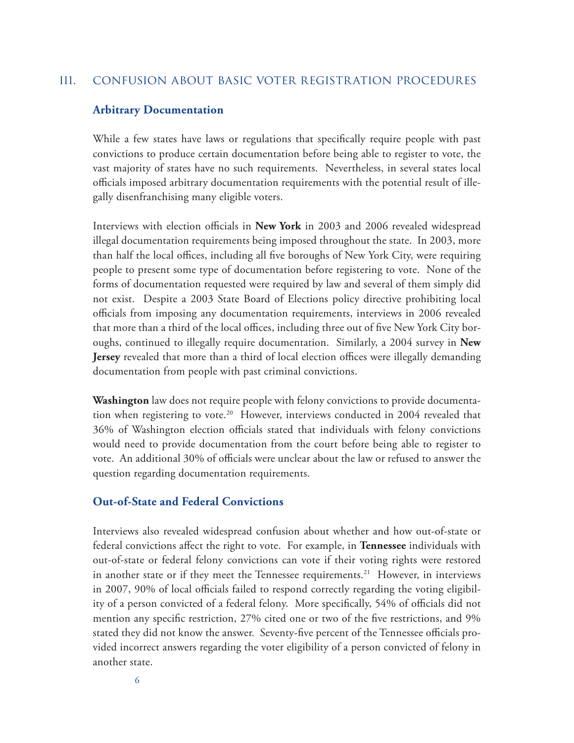## III. CONFUSION ABOUT BASIC VOTER REGISTRATION PROCEDURES

### Arbitrary Documentation

While a few states have laws or regulations that specifically require people with past convictions to produce certain documentation before being able to register to vote, the vast majority of states have no such requirements. Nevertheless, in several states local officials imposed arbitrary documentation requirements with the potential result of illegally disenfranchising many eligible voters.

Interviews with election officials in **New York** in 2003 and 2006 revealed widespread illegal documentation requirements being imposed throughout the state. In 2003, more than half the local offices, including all five boroughs of New York City, were requiring people to present some type of documentation before registering to vote. None of the forms of documentation requested were required by law and several of them simply did not exist. Despite a 2003 State Board of Elections policy directive prohibiting local officials from imposing any documentation requirements, interviews in 2006 revealed that more than a third of the local offices, including three out of five New York City boroughs, continued to illegally require documentation. Similarly, a 2004 survey in **New Jersey** revealed that more than a third of local election offices were illegally demanding documentation from people with past criminal convictions.

**Washington** law does not require people with felony convictions to provide documentation when registering to vote.[20] However, interviews conducted in 2004 revealed that 36% of Washington election officials stated that individuals with felony convictions would need to provide documentation from the court before being able to register to vote. An additional 30% of officials were unclear about the law or refused to answer the question regarding documentation requirements.

### Out-of-State and Federal Convictions

Interviews also revealed widespread confusion about whether and how out-of-state or federal convictions affect the right to vote. For example, in **Tennessee** individuals with out-of-state or federal felony convictions can vote if their voting rights were restored in another state or if they meet the Tennessee requirements.[21] However, in interviews in 2007, 90% of local officials failed to respond correctly regarding the voting eligibility of a person convicted of a federal felony. More specifically, 54% of officials did not mention any specific restriction, 27% cited one or two of the five restrictions, and 9% stated they did not know the answer. Seventy-five percent of the Tennessee officials provided incorrect answers regarding the voter eligibility of a person convicted of felony in another state.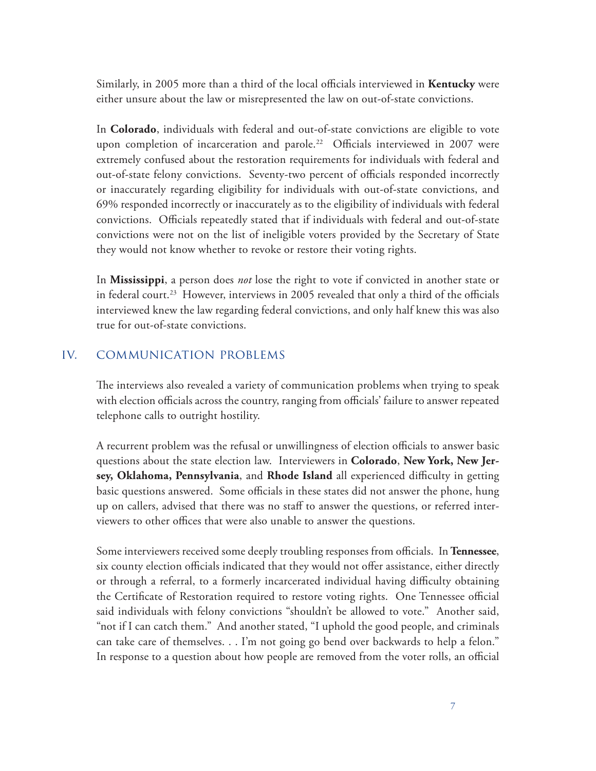Similarly, in 2005 more than a third of the local officials interviewed in **Kentucky** were either unsure about the law or misrepresented the law on out-of-state convictions.

In **Colorado**, individuals with federal and out-of-state convictions are eligible to vote upon completion of incarceration and parole.[22] Officials interviewed in 2007 were extremely confused about the restoration requirements for individuals with federal and out-of-state felony convictions. Seventy-two percent of officials responded incorrectly or inaccurately regarding eligibility for individuals with out-of-state convictions, and 69% responded incorrectly or inaccurately as to the eligibility of individuals with federal convictions. Officials repeatedly stated that if individuals with federal and out-of-state convictions were not on the list of ineligible voters provided by the Secretary of State they would not know whether to revoke or restore their voting rights.

In **Mississippi**, a person does *not* lose the right to vote if convicted in another state or in federal court.[23] However, interviews in 2005 revealed that only a third of the officials interviewed knew the law regarding federal convictions, and only half knew this was also true for out-of-state convictions.

## IV. COMMUNICATION PROBLEMS

The interviews also revealed a variety of communication problems when trying to speak with election officials across the country, ranging from officials' failure to answer repeated telephone calls to outright hostility.

A recurrent problem was the refusal or unwillingness of election officials to answer basic questions about the state election law. Interviewers in **Colorado**, **New York, New Jersey, Oklahoma, Pennsylvania**, and **Rhode Island** all experienced difficulty in getting basic questions answered. Some officials in these states did not answer the phone, hung up on callers, advised that there was no staff to answer the questions, or referred interviewers to other offices that were also unable to answer the questions.

Some interviewers received some deeply troubling responses from officials. In **Tennessee**, six county election officials indicated that they would not offer assistance, either directly or through a referral, to a formerly incarcerated individual having difficulty obtaining the Certificate of Restoration required to restore voting rights. One Tennessee official said individuals with felony convictions "shouldn't be allowed to vote." Another said, "not if I can catch them." And another stated, "I uphold the good people, and criminals can take care of themselves. . . I'm not going go bend over backwards to help a felon." In response to a question about how people are removed from the voter rolls, an official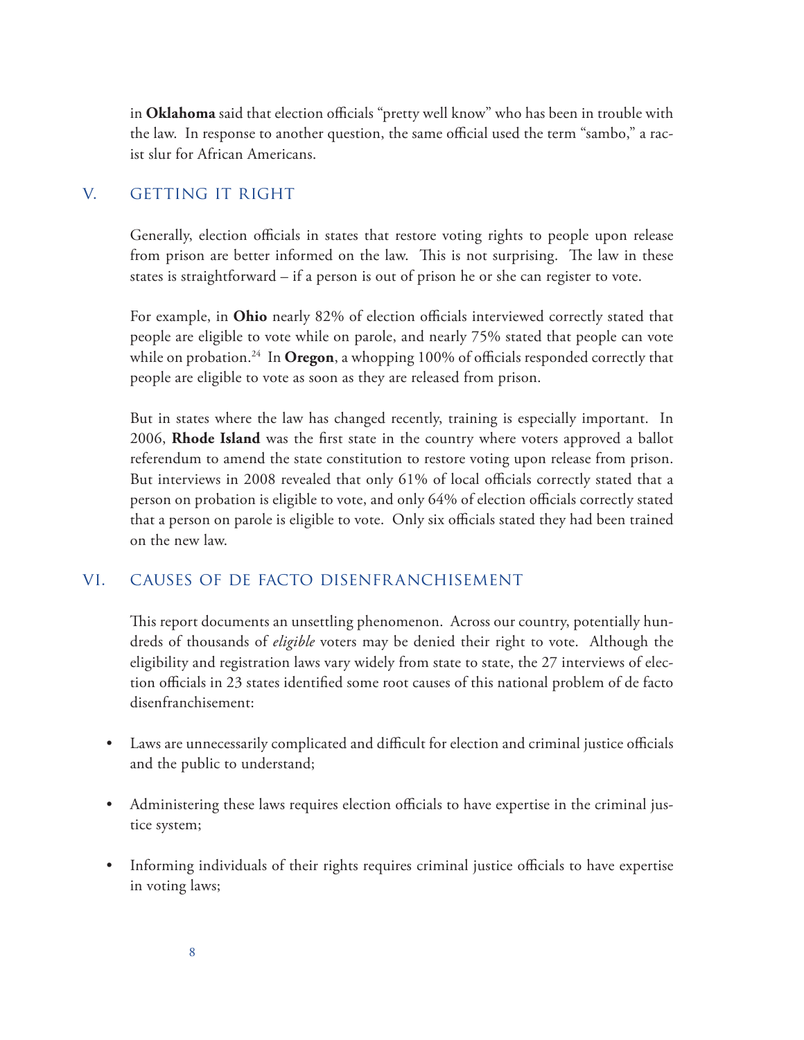in **Oklahoma** said that election officials "pretty well know" who has been in trouble with the law. In response to another question, the same official used the term "sambo," a racist slur for African Americans.

## V. GETTING IT RIGHT

Generally, election officials in states that restore voting rights to people upon release from prison are better informed on the law. This is not surprising. The law in these states is straightforward – if a person is out of prison he or she can register to vote.

For example, in **Ohio** nearly 82% of election officials interviewed correctly stated that people are eligible to vote while on parole, and nearly 75% stated that people can vote while on probation.[24] In **Oregon**, a whopping 100% of officials responded correctly that people are eligible to vote as soon as they are released from prison.

But in states where the law has changed recently, training is especially important. In 2006, **Rhode Island** was the first state in the country where voters approved a ballot referendum to amend the state constitution to restore voting upon release from prison. But interviews in 2008 revealed that only 61% of local officials correctly stated that a person on probation is eligible to vote, and only 64% of election officials correctly stated that a person on parole is eligible to vote. Only six officials stated they had been trained on the new law.

## VI. CAUSES OF DE FACTO DISENFRANCHISEMENT

This report documents an unsettling phenomenon. Across our country, potentially hundreds of thousands of *eligible* voters may be denied their right to vote. Although the eligibility and registration laws vary widely from state to state, the 27 interviews of election officials in 23 states identified some root causes of this national problem of de facto disenfranchisement:

- Laws are unnecessarily complicated and difficult for election and criminal justice officials and the public to understand;
- Administering these laws requires election officials to have expertise in the criminal justice system;
- Informing individuals of their rights requires criminal justice officials to have expertise in voting laws;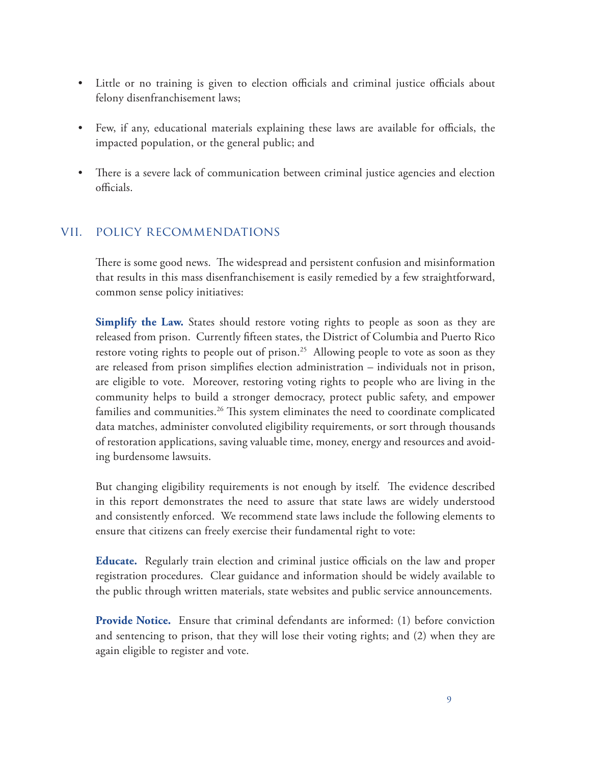- Little or no training is given to election officials and criminal justice officials about felony disenfranchisement laws;
- Few, if any, educational materials explaining these laws are available for officials, the impacted population, or the general public; and
- There is a severe lack of communication between criminal justice agencies and election officials.

## VII. Policy Recommendations

There is some good news. The widespread and persistent confusion and misinformation that results in this mass disenfranchisement is easily remedied by a few straightforward, common sense policy initiatives:

**Simplify the Law.** States should restore voting rights to people as soon as they are released from prison. Currently fifteen states, the District of Columbia and Puerto Rico restore voting rights to people out of prison.[25] Allowing people to vote as soon as they are released from prison simplifies election administration – individuals not in prison, are eligible to vote. Moreover, restoring voting rights to people who are living in the community helps to build a stronger democracy, protect public safety, and empower families and communities.[26] This system eliminates the need to coordinate complicated data matches, administer convoluted eligibility requirements, or sort through thousands of restoration applications, saving valuable time, money, energy and resources and avoiding burdensome lawsuits.

But changing eligibility requirements is not enough by itself. The evidence described in this report demonstrates the need to assure that state laws are widely understood and consistently enforced. We recommend state laws include the following elements to ensure that citizens can freely exercise their fundamental right to vote:

**Educate.** Regularly train election and criminal justice officials on the law and proper registration procedures. Clear guidance and information should be widely available to the public through written materials, state websites and public service announcements.

**Provide Notice.** Ensure that criminal defendants are informed: (1) before conviction and sentencing to prison, that they will lose their voting rights; and (2) when they are again eligible to register and vote.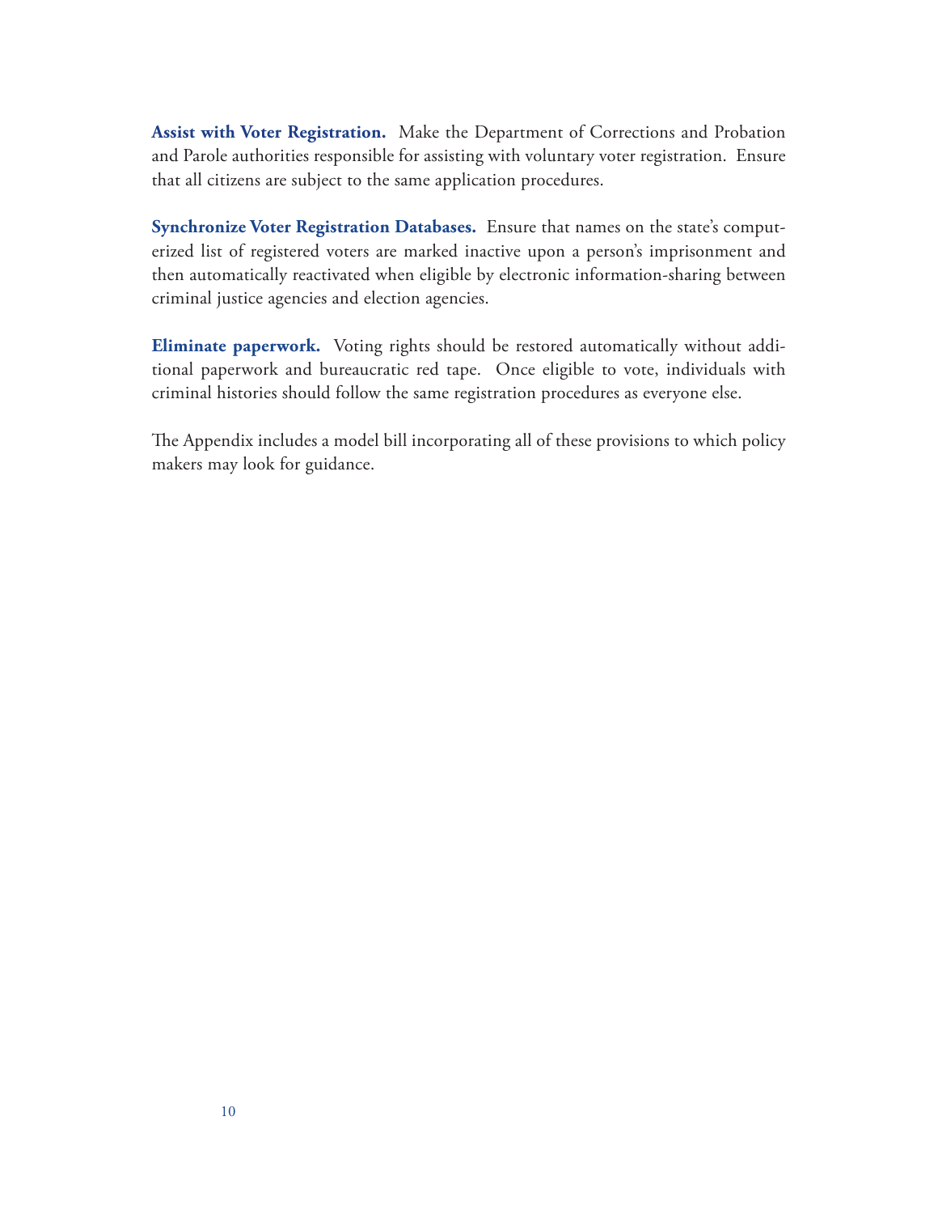**Assist with Voter Registration.** Make the Department of Corrections and Probation and Parole authorities responsible for assisting with voluntary voter registration. Ensure that all citizens are subject to the same application procedures.

**Synchronize Voter Registration Databases.** Ensure that names on the state's computerized list of registered voters are marked inactive upon a person's imprisonment and then automatically reactivated when eligible by electronic information-sharing between criminal justice agencies and election agencies.

**Eliminate paperwork.** Voting rights should be restored automatically without additional paperwork and bureaucratic red tape. Once eligible to vote, individuals with criminal histories should follow the same registration procedures as everyone else.

The Appendix includes a model bill incorporating all of these provisions to which policy makers may look for guidance.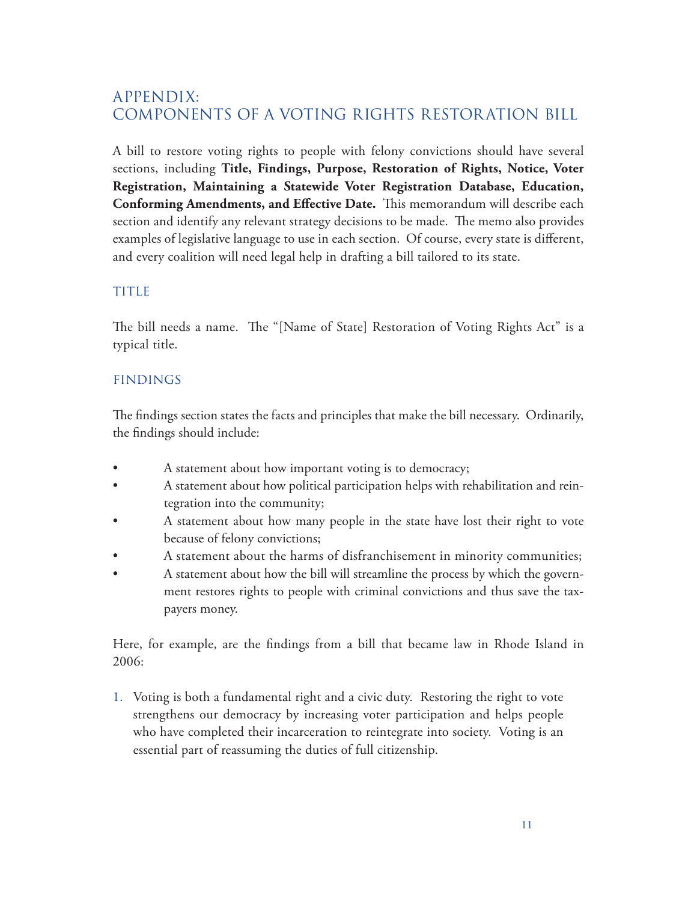# APPENDIX:
# COMPONENTS OF A VOTING RIGHTS RESTORATION BILL

A bill to restore voting rights to people with felony convictions should have several sections, including **Title, Findings, Purpose, Restoration of Rights, Notice, Voter Registration, Maintaining a Statewide Voter Registration Database, Education, Conforming Amendments, and Effective Date.** This memorandum will describe each section and identify any relevant strategy decisions to be made. The memo also provides examples of legislative language to use in each section. Of course, every state is different, and every coalition will need legal help in drafting a bill tailored to its state.

## TITLE

The bill needs a name. The "[Name of State] Restoration of Voting Rights Act" is a typical title.

## FINDINGS

The findings section states the facts and principles that make the bill necessary. Ordinarily, the findings should include:

- A statement about how important voting is to democracy;
- A statement about how political participation helps with rehabilitation and reintegration into the community;
- A statement about how many people in the state have lost their right to vote because of felony convictions;
- A statement about the harms of disfranchisement in minority communities;
- A statement about how the bill will streamline the process by which the government restores rights to people with criminal convictions and thus save the taxpayers money.

Here, for example, are the findings from a bill that became law in Rhode Island in 2006:

1. Voting is both a fundamental right and a civic duty. Restoring the right to vote strengthens our democracy by increasing voter participation and helps people who have completed their incarceration to reintegrate into society. Voting is an essential part of reassuming the duties of full citizenship.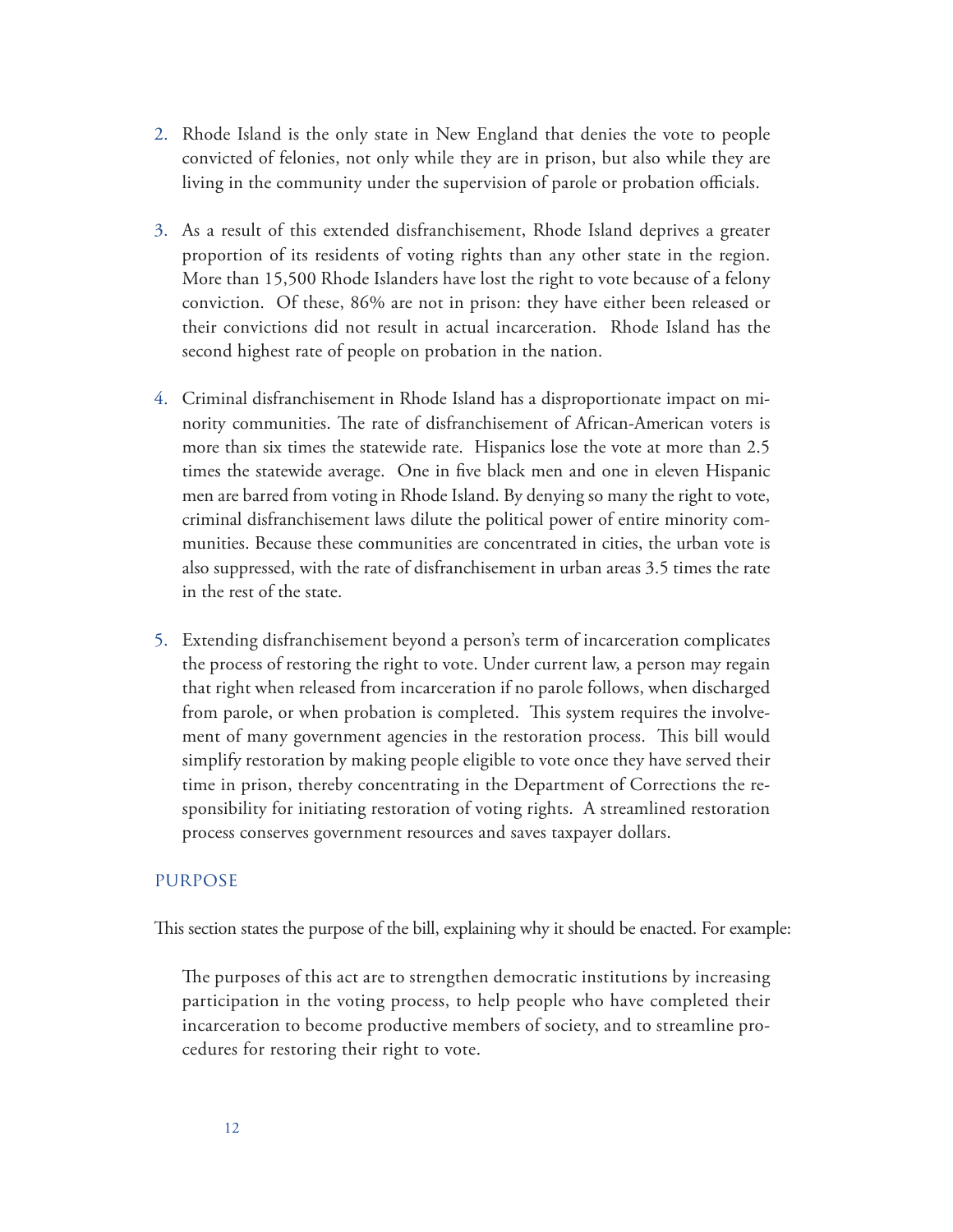2. Rhode Island is the only state in New England that denies the vote to people convicted of felonies, not only while they are in prison, but also while they are living in the community under the supervision of parole or probation officials.

3. As a result of this extended disfranchisement, Rhode Island deprives a greater proportion of its residents of voting rights than any other state in the region. More than 15,500 Rhode Islanders have lost the right to vote because of a felony conviction. Of these, 86% are not in prison: they have either been released or their convictions did not result in actual incarceration. Rhode Island has the second highest rate of people on probation in the nation.

4. Criminal disfranchisement in Rhode Island has a disproportionate impact on minority communities. The rate of disfranchisement of African-American voters is more than six times the statewide rate. Hispanics lose the vote at more than 2.5 times the statewide average. One in five black men and one in eleven Hispanic men are barred from voting in Rhode Island. By denying so many the right to vote, criminal disfranchisement laws dilute the political power of entire minority communities. Because these communities are concentrated in cities, the urban vote is also suppressed, with the rate of disfranchisement in urban areas 3.5 times the rate in the rest of the state.

5. Extending disfranchisement beyond a person's term of incarceration complicates the process of restoring the right to vote. Under current law, a person may regain that right when released from incarceration if no parole follows, when discharged from parole, or when probation is completed. This system requires the involvement of many government agencies in the restoration process. This bill would simplify restoration by making people eligible to vote once they have served their time in prison, thereby concentrating in the Department of Corrections the responsibility for initiating restoration of voting rights. A streamlined restoration process conserves government resources and saves taxpayer dollars.

## PURPOSE

This section states the purpose of the bill, explaining why it should be enacted. For example:

> The purposes of this act are to strengthen democratic institutions by increasing participation in the voting process, to help people who have completed their incarceration to become productive members of society, and to streamline procedures for restoring their right to vote.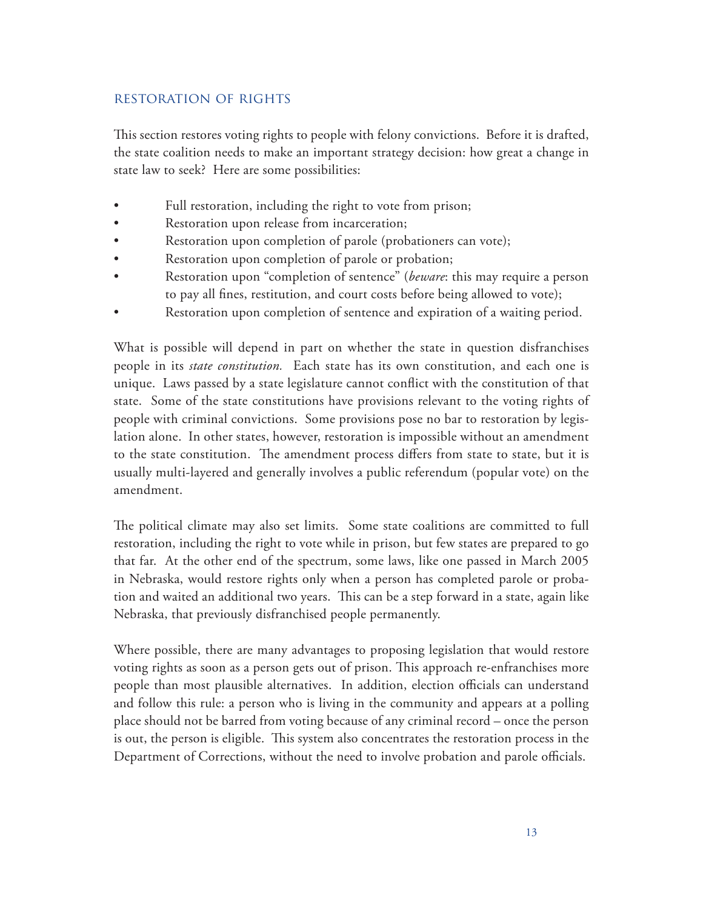## RESTORATION OF RIGHTS

This section restores voting rights to people with felony convictions. Before it is drafted, the state coalition needs to make an important strategy decision: how great a change in state law to seek? Here are some possibilities:

- Full restoration, including the right to vote from prison;
- Restoration upon release from incarceration;
- Restoration upon completion of parole (probationers can vote);
- Restoration upon completion of parole or probation;
- Restoration upon "completion of sentence" (*beware*: this may require a person to pay all fines, restitution, and court costs before being allowed to vote);
- Restoration upon completion of sentence and expiration of a waiting period.

What is possible will depend in part on whether the state in question disfranchises people in its *state constitution.* Each state has its own constitution, and each one is unique. Laws passed by a state legislature cannot conflict with the constitution of that state. Some of the state constitutions have provisions relevant to the voting rights of people with criminal convictions. Some provisions pose no bar to restoration by legislation alone. In other states, however, restoration is impossible without an amendment to the state constitution. The amendment process differs from state to state, but it is usually multi-layered and generally involves a public referendum (popular vote) on the amendment.

The political climate may also set limits. Some state coalitions are committed to full restoration, including the right to vote while in prison, but few states are prepared to go that far. At the other end of the spectrum, some laws, like one passed in March 2005 in Nebraska, would restore rights only when a person has completed parole or probation and waited an additional two years. This can be a step forward in a state, again like Nebraska, that previously disfranchised people permanently.

Where possible, there are many advantages to proposing legislation that would restore voting rights as soon as a person gets out of prison. This approach re-enfranchises more people than most plausible alternatives. In addition, election officials can understand and follow this rule: a person who is living in the community and appears at a polling place should not be barred from voting because of any criminal record – once the person is out, the person is eligible. This system also concentrates the restoration process in the Department of Corrections, without the need to involve probation and parole officials.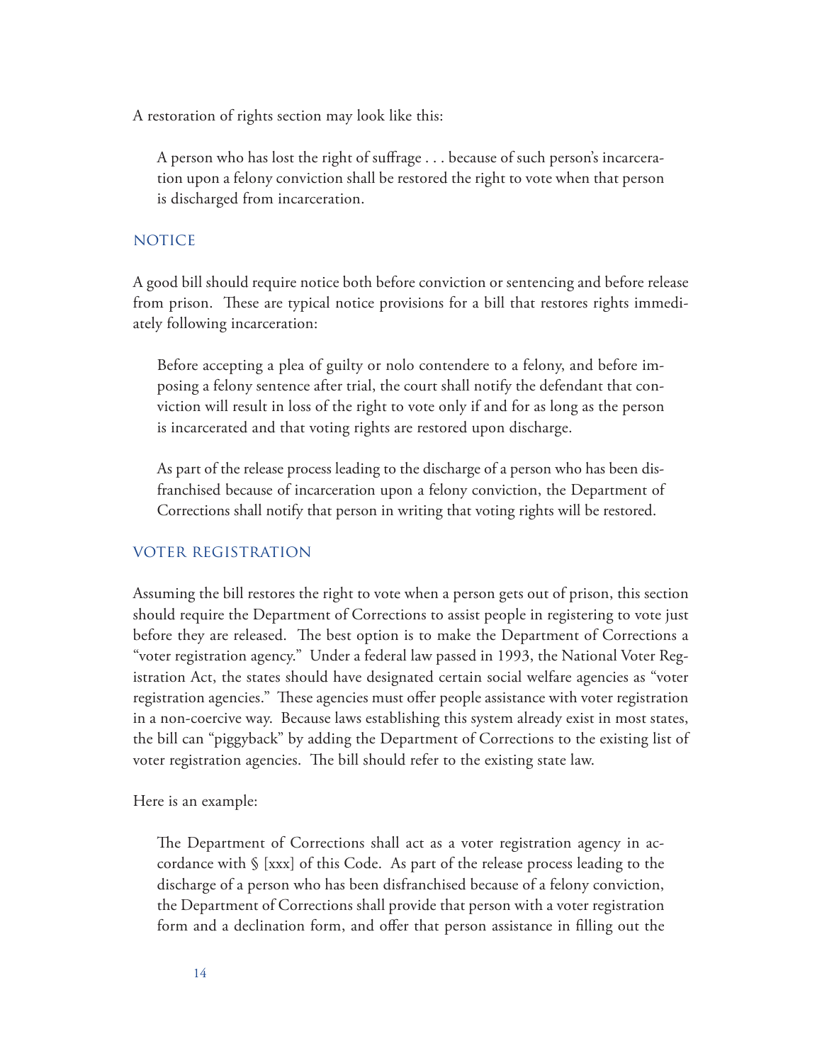A restoration of rights section may look like this:

> A person who has lost the right of suffrage . . . because of such person's incarceration upon a felony conviction shall be restored the right to vote when that person is discharged from incarceration.

## NOTICE

A good bill should require notice both before conviction or sentencing and before release from prison. These are typical notice provisions for a bill that restores rights immediately following incarceration:

> Before accepting a plea of guilty or nolo contendere to a felony, and before imposing a felony sentence after trial, the court shall notify the defendant that conviction will result in loss of the right to vote only if and for as long as the person is incarcerated and that voting rights are restored upon discharge.
>
> As part of the release process leading to the discharge of a person who has been disfranchised because of incarceration upon a felony conviction, the Department of Corrections shall notify that person in writing that voting rights will be restored.

## VOTER REGISTRATION

Assuming the bill restores the right to vote when a person gets out of prison, this section should require the Department of Corrections to assist people in registering to vote just before they are released. The best option is to make the Department of Corrections a "voter registration agency." Under a federal law passed in 1993, the National Voter Registration Act, the states should have designated certain social welfare agencies as "voter registration agencies." These agencies must offer people assistance with voter registration in a non-coercive way. Because laws establishing this system already exist in most states, the bill can "piggyback" by adding the Department of Corrections to the existing list of voter registration agencies. The bill should refer to the existing state law.

Here is an example:

> The Department of Corrections shall act as a voter registration agency in accordance with § [xxx] of this Code. As part of the release process leading to the discharge of a person who has been disfranchised because of a felony conviction, the Department of Corrections shall provide that person with a voter registration form and a declination form, and offer that person assistance in filling out the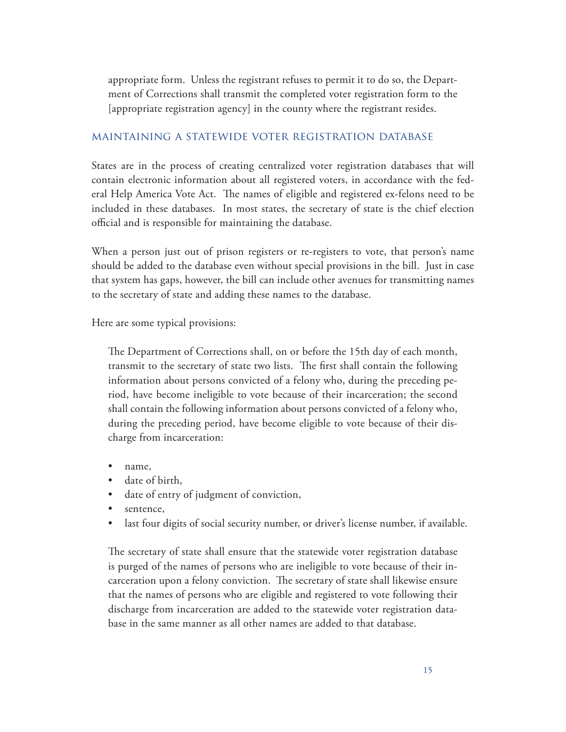appropriate form. Unless the registrant refuses to permit it to do so, the Department of Corrections shall transmit the completed voter registration form to the [appropriate registration agency] in the county where the registrant resides.

## MAINTAINING A STATEWIDE VOTER REGISTRATION DATABASE

States are in the process of creating centralized voter registration databases that will contain electronic information about all registered voters, in accordance with the federal Help America Vote Act. The names of eligible and registered ex-felons need to be included in these databases. In most states, the secretary of state is the chief election official and is responsible for maintaining the database.

When a person just out of prison registers or re-registers to vote, that person's name should be added to the database even without special provisions in the bill. Just in case that system has gaps, however, the bill can include other avenues for transmitting names to the secretary of state and adding these names to the database.

Here are some typical provisions:

> The Department of Corrections shall, on or before the 15th day of each month, transmit to the secretary of state two lists. The first shall contain the following information about persons convicted of a felony who, during the preceding period, have become ineligible to vote because of their incarceration; the second shall contain the following information about persons convicted of a felony who, during the preceding period, have become eligible to vote because of their discharge from incarceration:
>
> - name,
> - date of birth,
> - date of entry of judgment of conviction,
> - sentence,
> - last four digits of social security number, or driver's license number, if available.
>
> The secretary of state shall ensure that the statewide voter registration database is purged of the names of persons who are ineligible to vote because of their incarceration upon a felony conviction. The secretary of state shall likewise ensure that the names of persons who are eligible and registered to vote following their discharge from incarceration are added to the statewide voter registration database in the same manner as all other names are added to that database.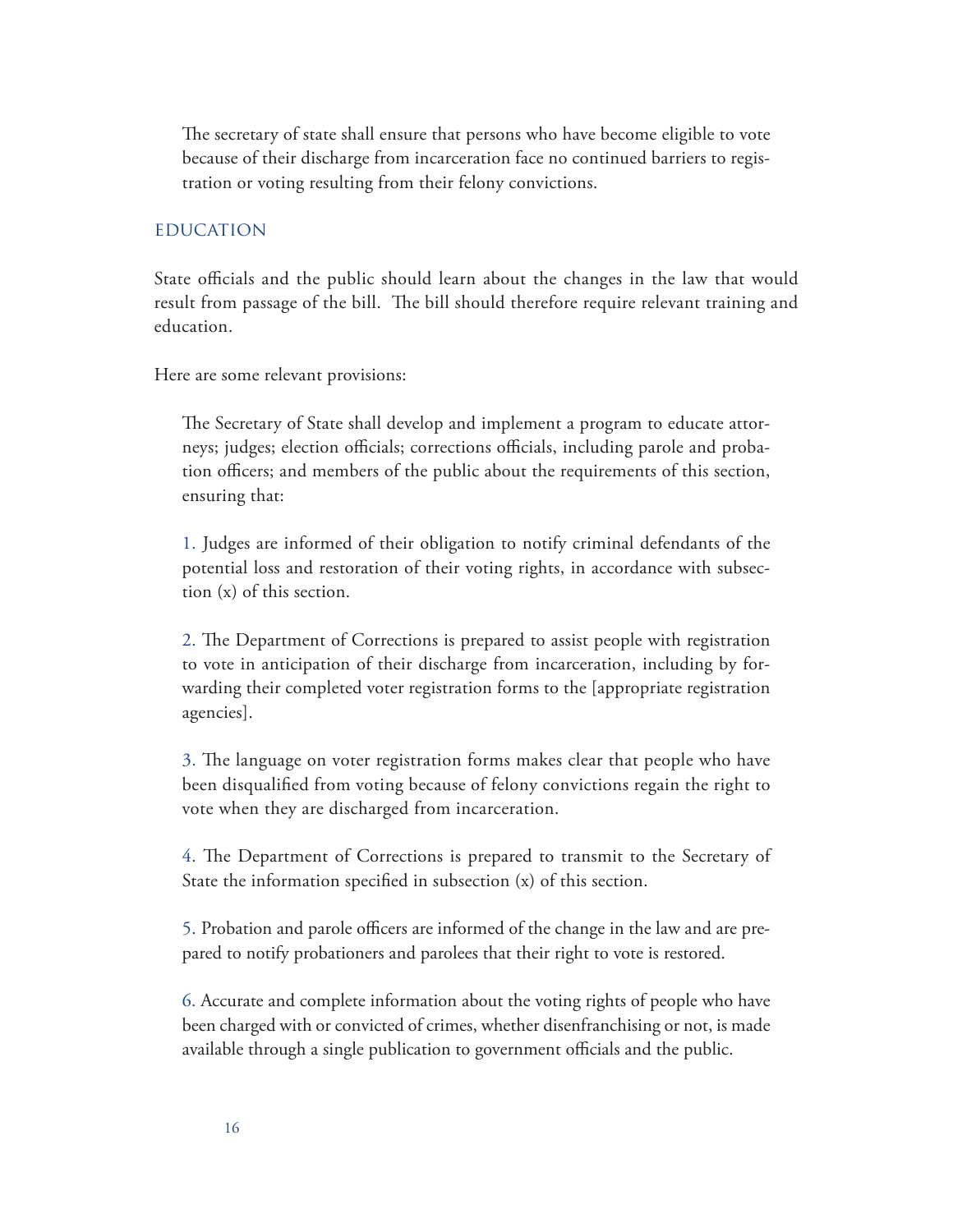The secretary of state shall ensure that persons who have become eligible to vote because of their discharge from incarceration face no continued barriers to registration or voting resulting from their felony convictions.

## EDUCATION

State officials and the public should learn about the changes in the law that would result from passage of the bill. The bill should therefore require relevant training and education.

Here are some relevant provisions:

The Secretary of State shall develop and implement a program to educate attorneys; judges; election officials; corrections officials, including parole and probation officers; and members of the public about the requirements of this section, ensuring that:

1. Judges are informed of their obligation to notify criminal defendants of the potential loss and restoration of their voting rights, in accordance with subsection (x) of this section.

2. The Department of Corrections is prepared to assist people with registration to vote in anticipation of their discharge from incarceration, including by forwarding their completed voter registration forms to the [appropriate registration agencies].

3. The language on voter registration forms makes clear that people who have been disqualified from voting because of felony convictions regain the right to vote when they are discharged from incarceration.

4. The Department of Corrections is prepared to transmit to the Secretary of State the information specified in subsection (x) of this section.

5. Probation and parole officers are informed of the change in the law and are prepared to notify probationers and parolees that their right to vote is restored.

6. Accurate and complete information about the voting rights of people who have been charged with or convicted of crimes, whether disenfranchising or not, is made available through a single publication to government officials and the public.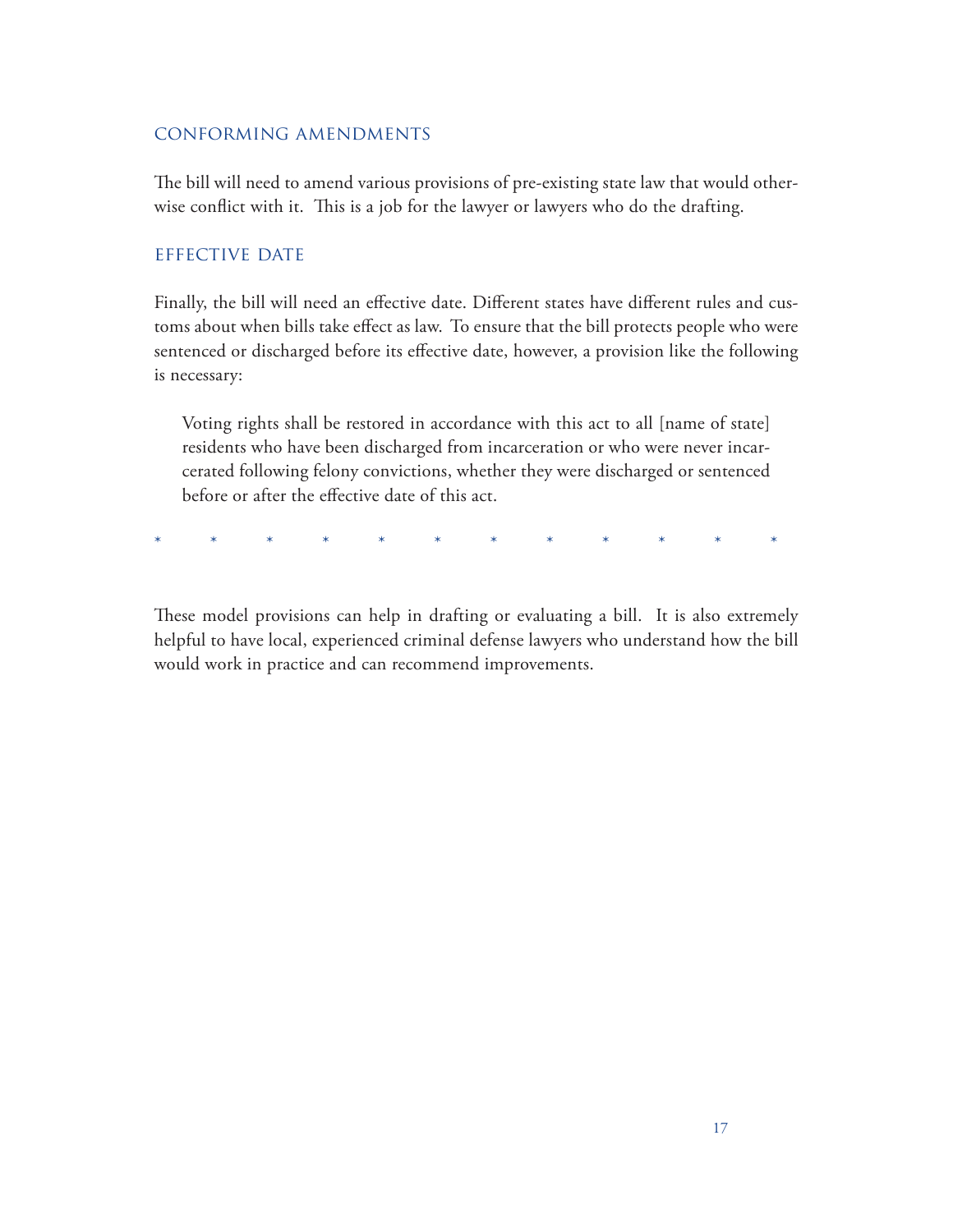## CONFORMING AMENDMENTS

The bill will need to amend various provisions of pre-existing state law that would otherwise conflict with it. This is a job for the lawyer or lawyers who do the drafting.

## EFFECTIVE DATE

Finally, the bill will need an effective date. Different states have different rules and customs about when bills take effect as law. To ensure that the bill protects people who were sentenced or discharged before its effective date, however, a provision like the following is necessary:

> Voting rights shall be restored in accordance with this act to all [name of state] residents who have been discharged from incarceration or who were never incarcerated following felony convictions, whether they were discharged or sentenced before or after the effective date of this act.

\* \* \* \* \* \* \* \* \* \* \* \*

These model provisions can help in drafting or evaluating a bill. It is also extremely helpful to have local, experienced criminal defense lawyers who understand how the bill would work in practice and can recommend improvements.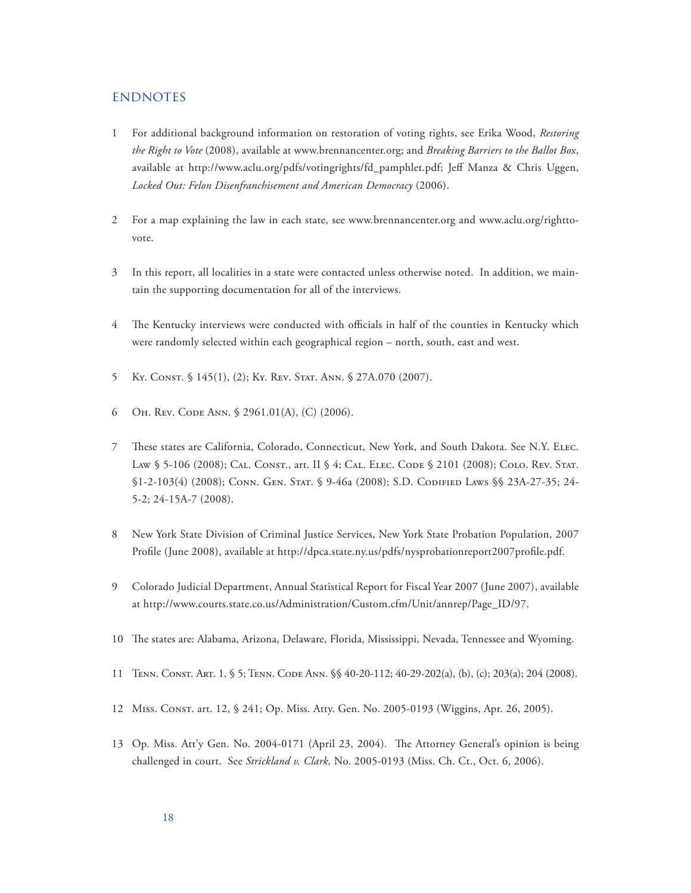## ENDNOTES

1 For additional background information on restoration of voting rights, see Erika Wood, *Restoring the Right to Vote* (2008), available at www.brennancenter.org; and *Breaking Barriers to the Ballot Box*, available at http://www.aclu.org/pdfs/votingrights/fd_pamphlet.pdf; Jeff Manza & Chris Uggen, *Locked Out: Felon Disenfranchisement and American Democracy* (2006).

2 For a map explaining the law in each state, see www.brennancenter.org and www.aclu.org/righttovote.

3 In this report, all localities in a state were contacted unless otherwise noted. In addition, we maintain the supporting documentation for all of the interviews.

4 The Kentucky interviews were conducted with officials in half of the counties in Kentucky which were randomly selected within each geographical region – north, south, east and west.

5 Ky. Const. § 145(1), (2); Ky. Rev. Stat. Ann. § 27A.070 (2007).

6 Oh. Rev. Code Ann. § 2961.01(A), (C) (2006).

7 These states are California, Colorado, Connecticut, New York, and South Dakota. See N.Y. Elec. Law § 5-106 (2008); Cal. Const., art. II § 4; Cal. Elec. Code § 2101 (2008); Colo. Rev. Stat. §1-2-103(4) (2008); Conn. Gen. Stat. § 9-46a (2008); S.D. Codified Laws §§ 23A-27-35; 24-5-2; 24-15A-7 (2008).

8 New York State Division of Criminal Justice Services, New York State Probation Population, 2007 Profile (June 2008), available at http://dpca.state.ny.us/pdfs/nysprobationreport2007profile.pdf.

9 Colorado Judicial Department, Annual Statistical Report for Fiscal Year 2007 (June 2007), available at http://www.courts.state.co.us/Administration/Custom.cfm/Unit/annrep/Page_ID/97.

10 The states are: Alabama, Arizona, Delaware, Florida, Mississippi, Nevada, Tennessee and Wyoming.

11 Tenn. Const. Art. 1, § 5; Tenn. Code Ann. §§ 40-20-112; 40-29-202(a), (b), (c); 203(a); 204 (2008).

12 Miss. Const. art. 12, § 241; Op. Miss. Atty. Gen. No. 2005-0193 (Wiggins, Apr. 26, 2005).

13 Op. Miss. Att'y Gen. No. 2004-0171 (April 23, 2004). The Attorney General's opinion is being challenged in court. See *Strickland v. Clark,* No. 2005-0193 (Miss. Ch. Ct., Oct. 6, 2006).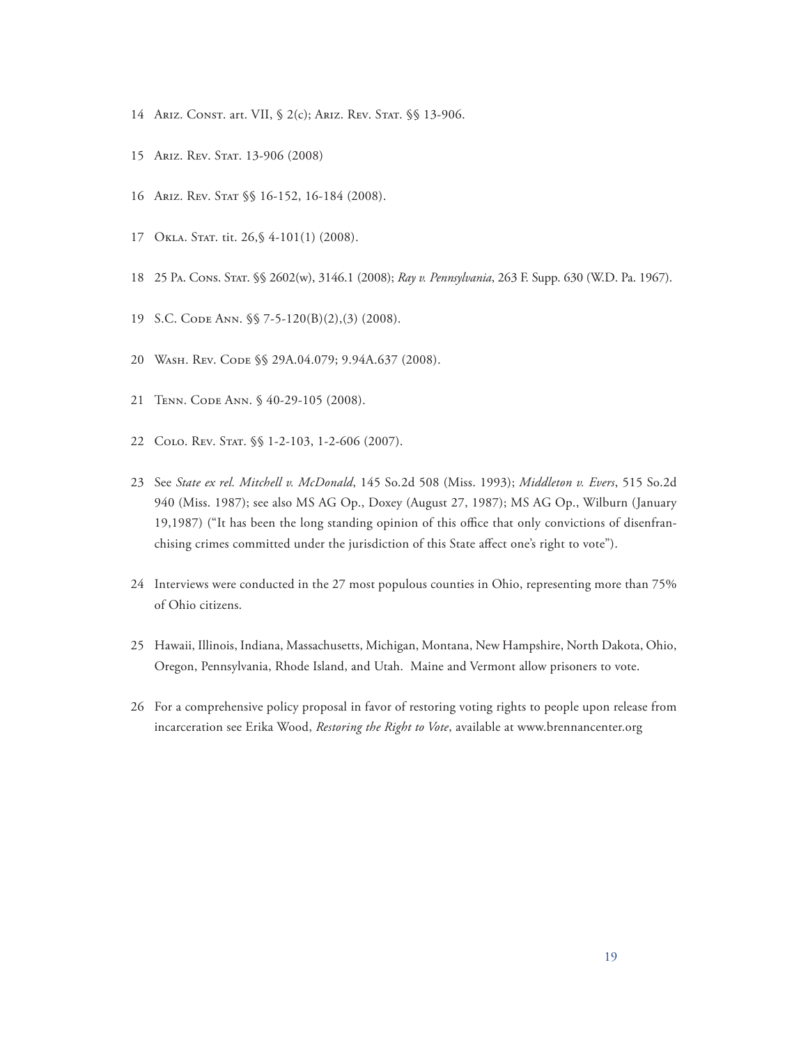14 Ariz. Const. art. VII, § 2(c); Ariz. Rev. Stat. §§ 13-906.

15 Ariz. Rev. Stat. 13-906 (2008)

16 Ariz. Rev. Stat §§ 16-152, 16-184 (2008).

17 Okla. Stat. tit. 26,§ 4-101(1) (2008).

18 25 Pa. Cons. Stat. §§ 2602(w), 3146.1 (2008); *Ray v. Pennsylvania*, 263 F. Supp. 630 (W.D. Pa. 1967).

19 S.C. Code Ann. §§ 7-5-120(B)(2),(3) (2008).

20 Wash. Rev. Code §§ 29A.04.079; 9.94A.637 (2008).

21 Tenn. Code Ann. § 40-29-105 (2008).

22 Colo. Rev. Stat. §§ 1-2-103, 1-2-606 (2007).

23 See *State ex rel. Mitchell v. McDonald*, 145 So.2d 508 (Miss. 1993); *Middleton v. Evers*, 515 So.2d 940 (Miss. 1987); see also MS AG Op., Doxey (August 27, 1987); MS AG Op., Wilburn (January 19,1987) ("It has been the long standing opinion of this office that only convictions of disenfranchising crimes committed under the jurisdiction of this State affect one's right to vote").

24 Interviews were conducted in the 27 most populous counties in Ohio, representing more than 75% of Ohio citizens.

25 Hawaii, Illinois, Indiana, Massachusetts, Michigan, Montana, New Hampshire, North Dakota, Ohio, Oregon, Pennsylvania, Rhode Island, and Utah. Maine and Vermont allow prisoners to vote.

26 For a comprehensive policy proposal in favor of restoring voting rights to people upon release from incarceration see Erika Wood, *Restoring the Right to Vote*, available at www.brennancenter.org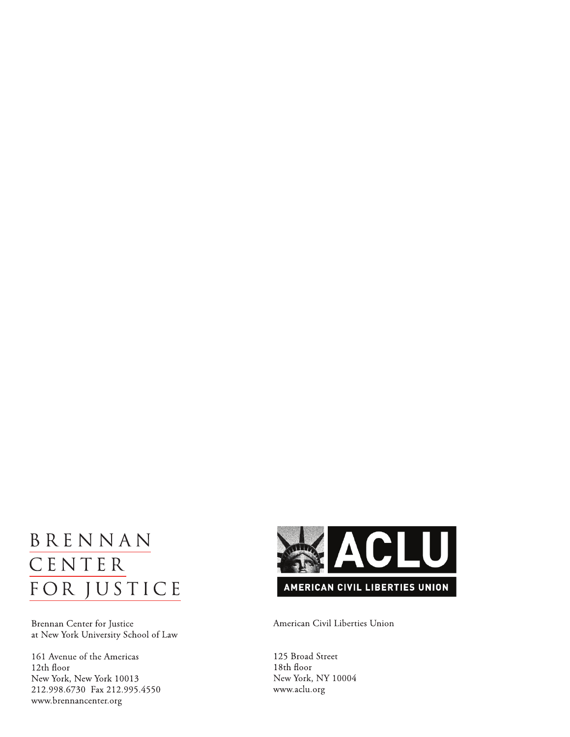BRENNAN
CENTER
FOR JUSTICE

Brennan Center for Justice
at New York University School of Law

161 Avenue of the Americas
12th floor
New York, New York 10013
212.998.6730 Fax 212.995.4550
www.brennancenter.org

ACLU
AMERICAN CIVIL LIBERTIES UNION

American Civil Liberties Union

125 Broad Street
18th floor
New York, NY 10004
www.aclu.org